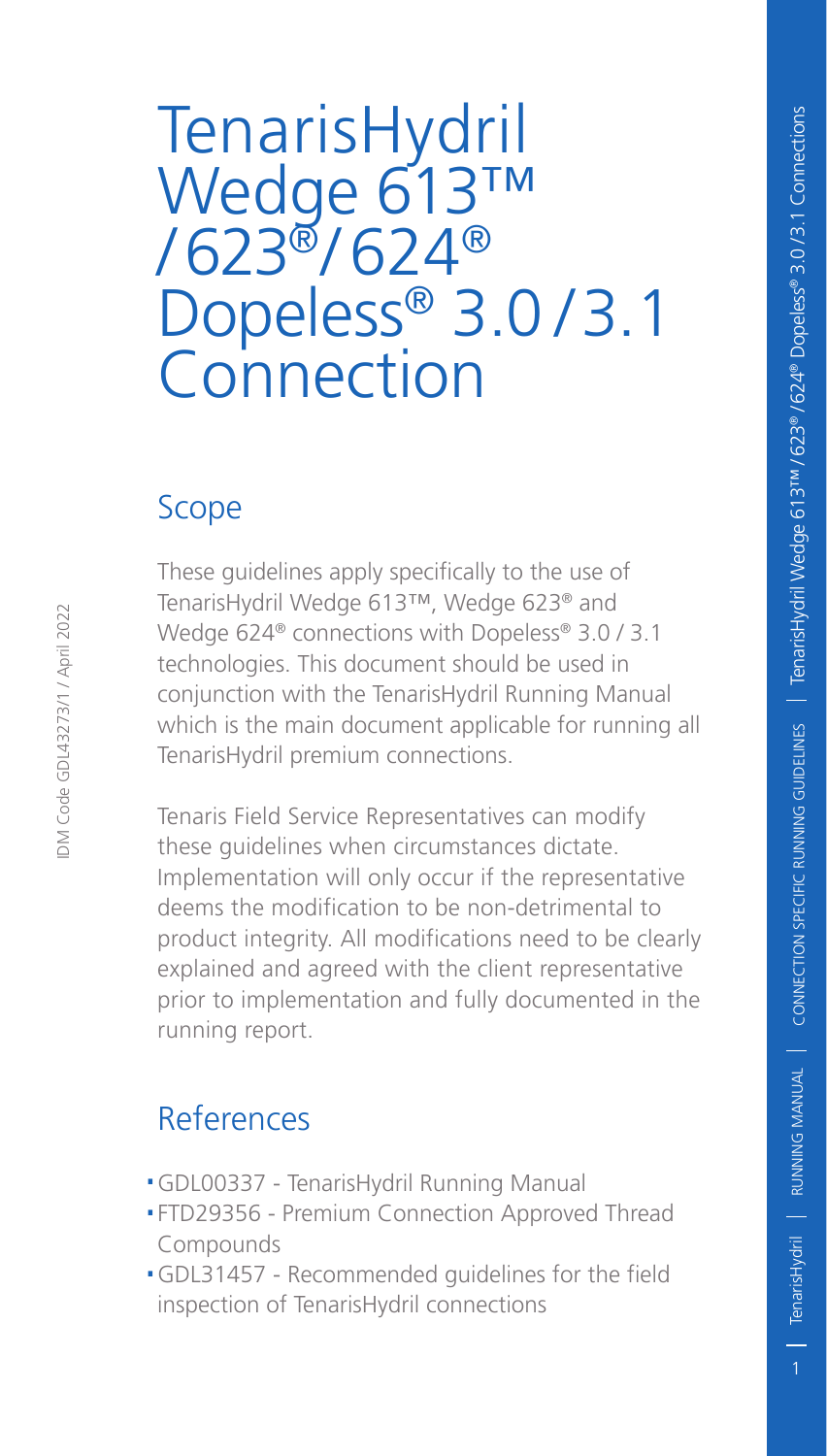# TenarisHydril Wedge 613™ /623®/624® Dopeless® 3.0/3.1 Connection

## Scope

These guidelines apply specifically to the use of TenarisHydril Wedge 613™, Wedge 623® and Wedge 624® connections with Dopeless® 3.0 / 3.1 technologies. This document should be used in conjunction with the TenarisHydril Running Manual which is the main document applicable for running all TenarisHydril premium connections.

Tenaris Field Service Representatives can modify these guidelines when circumstances dictate. Implementation will only occur if the representative deems the modification to be non-detrimental to product integrity. All modifications need to be clearly explained and agreed with the client representative prior to implementation and fully documented in the running report.

## References

- GDL00337 - TenarisHydril Running Manual
- FTD29356 - Premium Connection Approved Thread Compounds
- GDL31457 - Recommended guidelines for the field inspection of TenarisHydril connections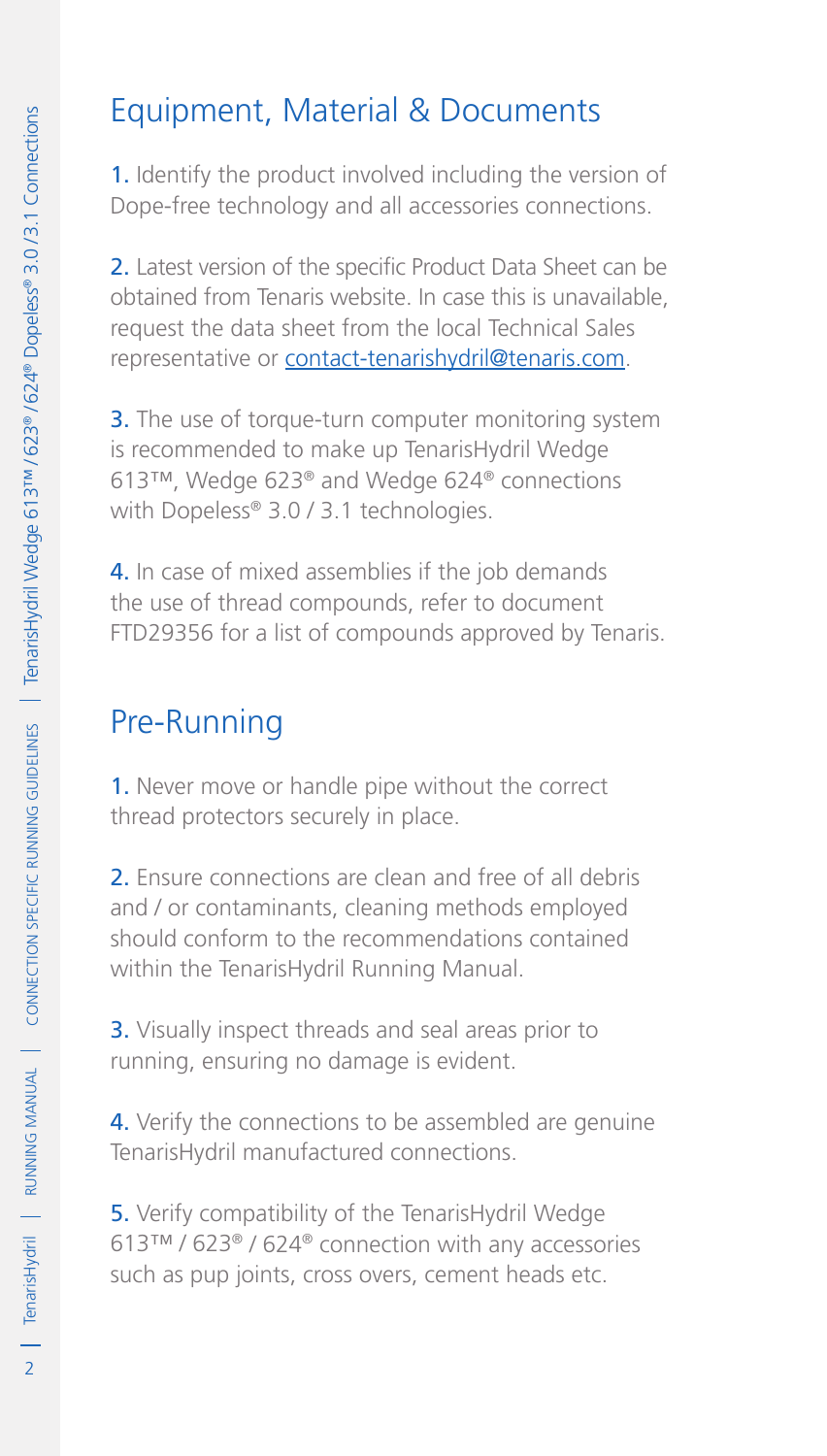## Equipment, Material & Documents

1. Identify the product involved including the version of Dope-free technology and all accessories connections.

2. Latest version of the specific Product Data Sheet can be obtained from Tenaris website. In case this is unavailable, request the data sheet from the local Technical Sales representative or contact-tenarishydril@tenaris.com.

3. The use of torque-turn computer monitoring system is recommended to make up TenarisHydril Wedge 613™, Wedge 623® and Wedge 624® connections with Dopeless® 3.0 / 3.1 technologies.

4. In case of mixed assemblies if the job demands the use of thread compounds, refer to document FTD29356 for a list of compounds approved by Tenaris.

## Pre-Running

1. Never move or handle pipe without the correct thread protectors securely in place.

2. Ensure connections are clean and free of all debris and / or contaminants, cleaning methods employed should conform to the recommendations contained within the TenarisHydril Running Manual.

3. Visually inspect threads and seal areas prior to running, ensuring no damage is evident.

4. Verify the connections to be assembled are genuine TenarisHydril manufactured connections.

5. Verify compatibility of the TenarisHydril Wedge 613™ / 623® / 624® connection with any accessories such as pup joints, cross overs, cement heads etc.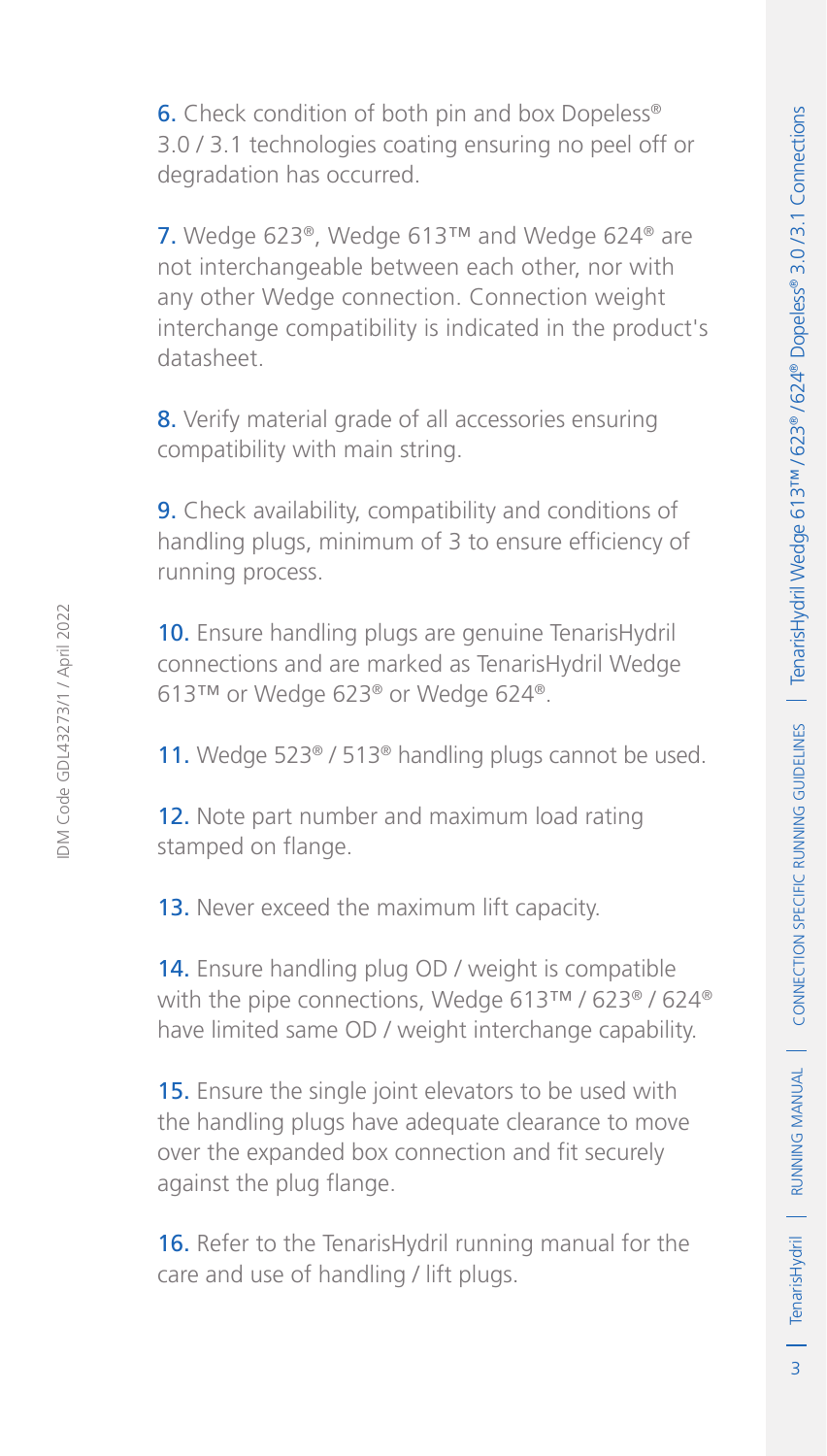6. Check condition of both pin and box Dopeless® 3.0 / 3.1 technologies coating ensuring no peel off or degradation has occurred.

7. Wedge 623®, Wedge 613™ and Wedge 624® are not interchangeable between each other, nor with any other Wedge connection. Connection weight interchange compatibility is indicated in the product's datasheet.

8. Verify material grade of all accessories ensuring compatibility with main string.

9. Check availability, compatibility and conditions of handling plugs, minimum of 3 to ensure efficiency of running process.

10. Ensure handling plugs are genuine TenarisHydril connections and are marked as TenarisHydril Wedge 613™ or Wedge 623® or Wedge 624®.

11. Wedge 523® / 513® handling plugs cannot be used.

12. Note part number and maximum load rating stamped on flange.

13. Never exceed the maximum lift capacity.

14. Ensure handling plug OD / weight is compatible with the pipe connections, Wedge 613™ / 623® / 624® have limited same OD / weight interchange capability.

15. Ensure the single joint elevators to be used with the handling plugs have adequate clearance to move over the expanded box connection and fit securely against the plug flange.

16. Refer to the TenarisHydril running manual for the care and use of handling / lift plugs.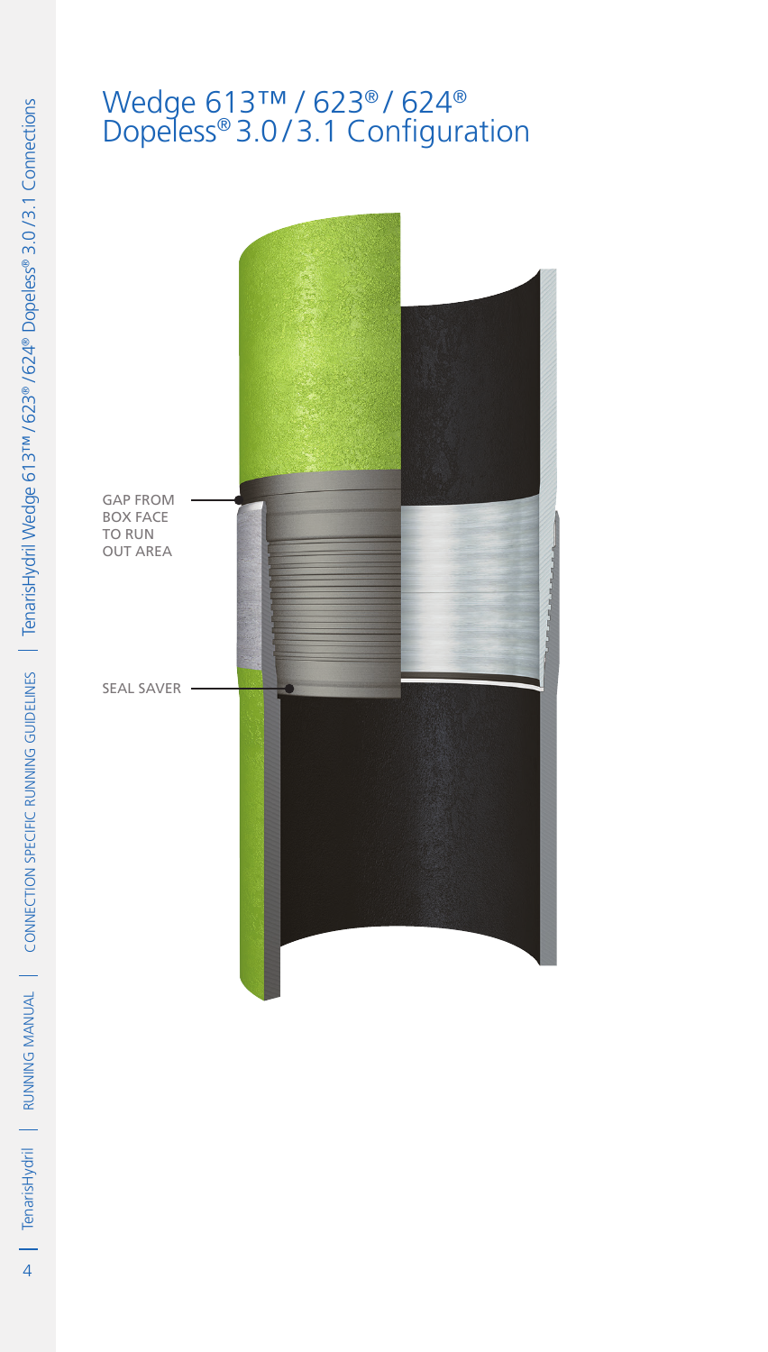# Wedge 613™ / 623® / 624® Dopeless® 3.0 / 3.1 Configuration

GAP FROM BOX FACE TO RUN OUT AREA

SEAL SAVER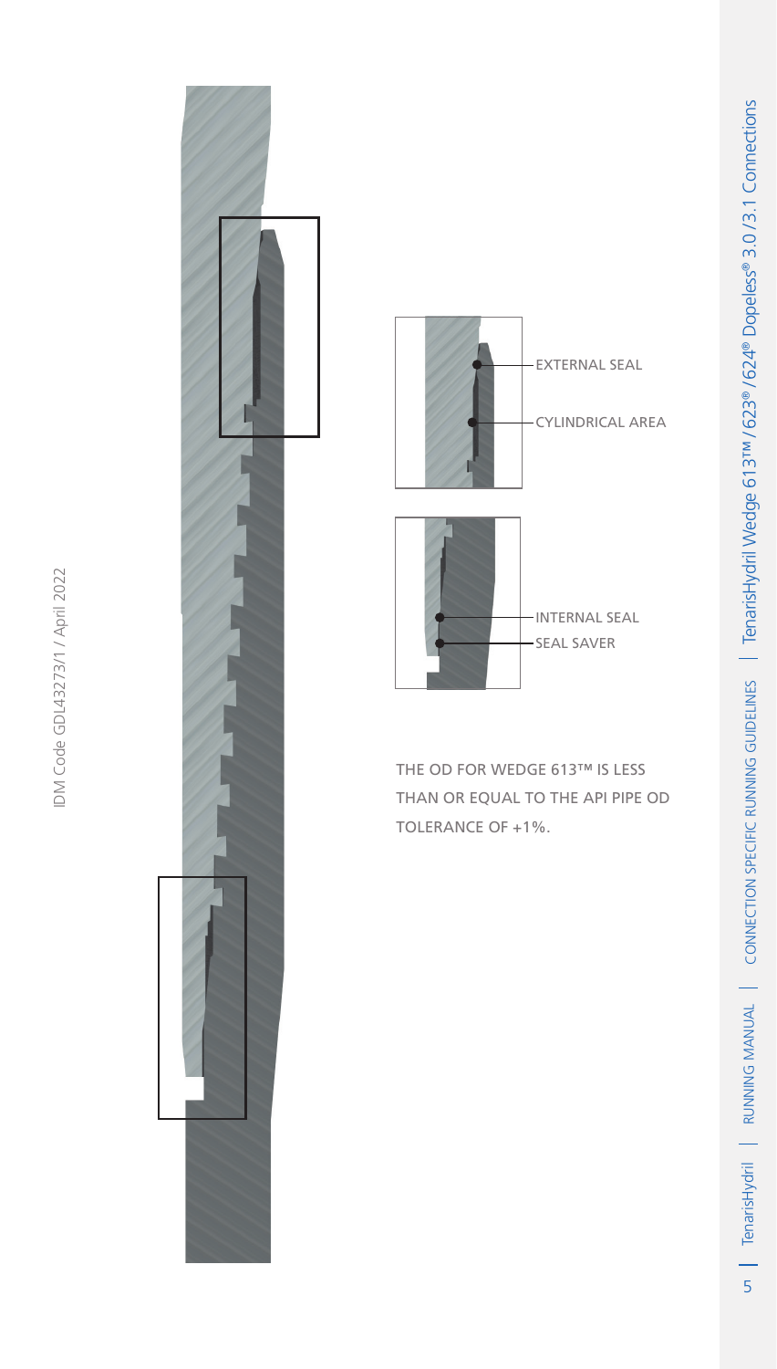EXTERNAL SEAL

CYLINDRICAL AREA

INTERNAL SEAL

SEAL SAVER

THE OD FOR WEDGE 613™ IS LESS THAN OR EQUAL TO THE API PIPE OD TOLERANCE OF +1%.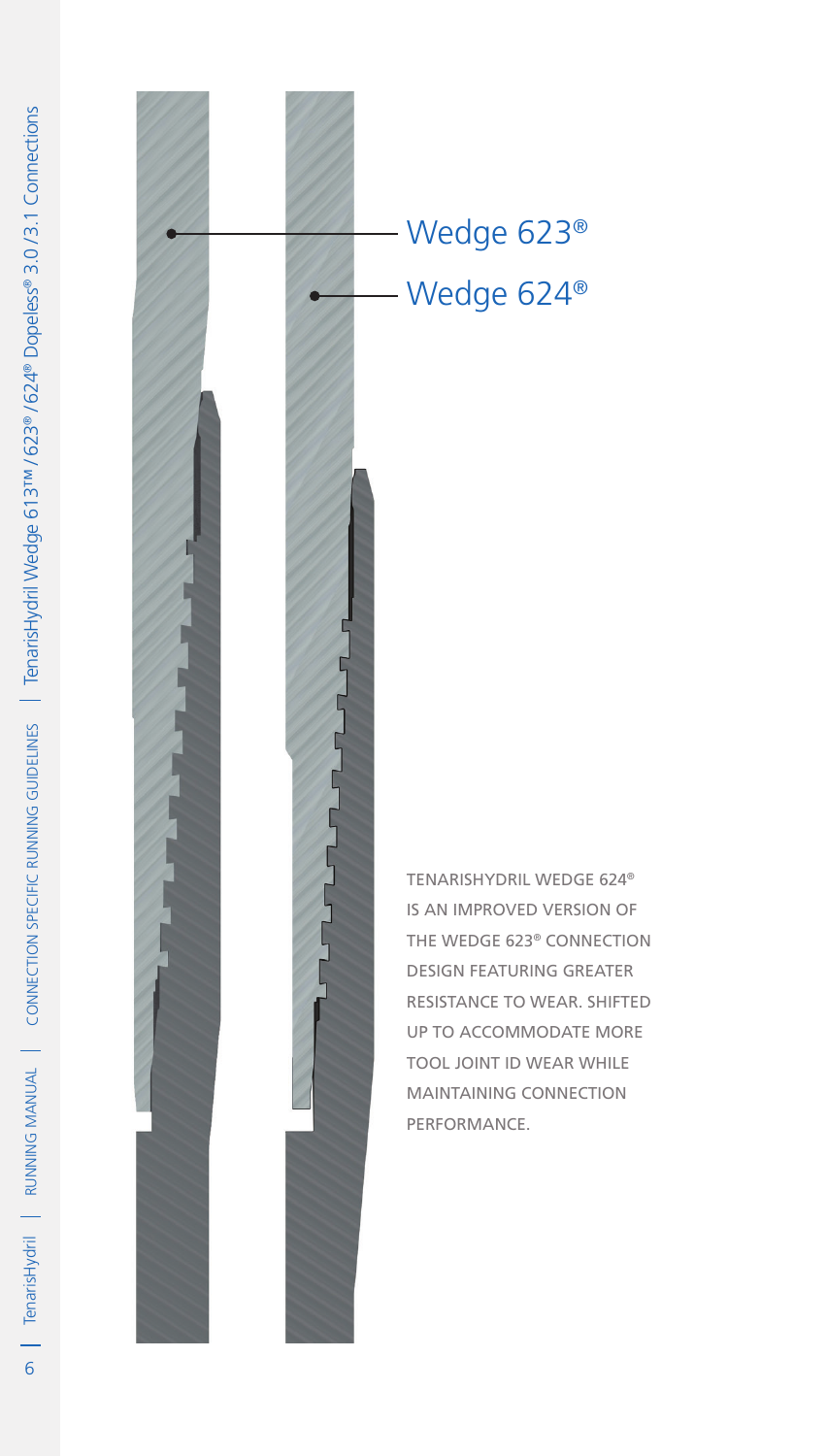Wedge 623®

Wedge 624®

TENARISHYDRIL WEDGE 624® IS AN IMPROVED VERSION OF THE WEDGE 623® CONNECTION DESIGN FEATURING GREATER RESISTANCE TO WEAR. SHIFTED UP TO ACCOMMODATE MORE TOOL JOINT ID WEAR WHILE MAINTAINING CONNECTION PERFORMANCE.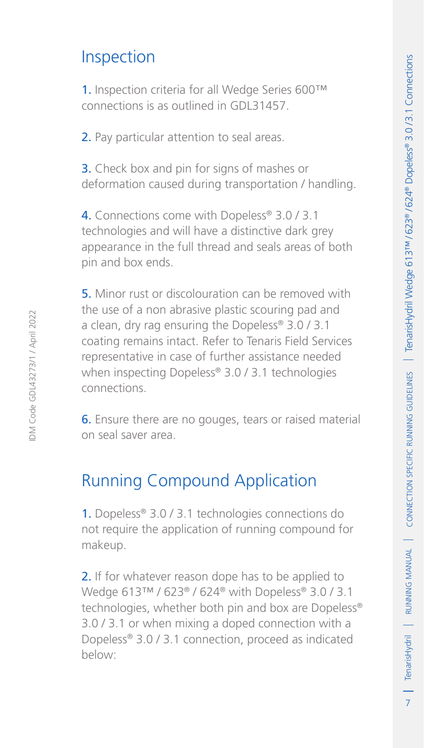## Inspection

1. Inspection criteria for all Wedge Series 600™ connections is as outlined in GDL31457.

2. Pay particular attention to seal areas.

3. Check box and pin for signs of mashes or deformation caused during transportation / handling.

4. Connections come with Dopeless® 3.0 / 3.1 technologies and will have a distinctive dark grey appearance in the full thread and seals areas of both pin and box ends.

5. Minor rust or discolouration can be removed with the use of a non abrasive plastic scouring pad and a clean, dry rag ensuring the Dopeless® 3.0 / 3.1 coating remains intact. Refer to Tenaris Field Services representative in case of further assistance needed when inspecting Dopeless® 3.0 / 3.1 technologies connections.

6. Ensure there are no gouges, tears or raised material on seal saver area.

## Running Compound Application

1. Dopeless® 3.0 / 3.1 technologies connections do not require the application of running compound for makeup.

2. If for whatever reason dope has to be applied to Wedge 613™ / 623® / 624® with Dopeless® 3.0 / 3.1 technologies, whether both pin and box are Dopeless® 3.0 / 3.1 or when mixing a doped connection with a Dopeless® 3.0 / 3.1 connection, proceed as indicated below: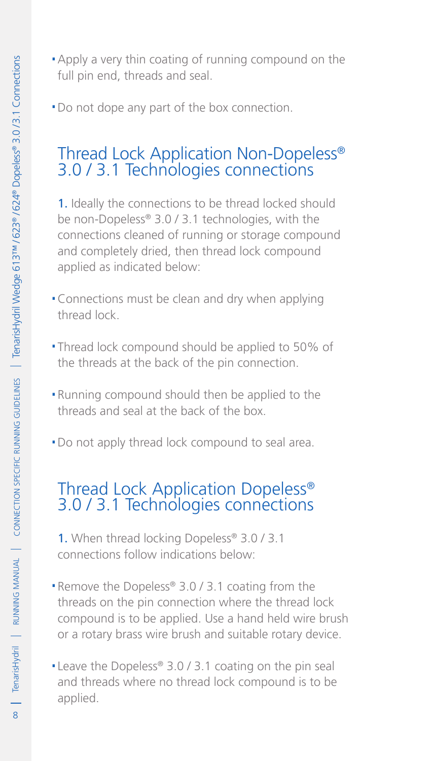- Apply a very thin coating of running compound on the full pin end, threads and seal.
- Do not dope any part of the box connection.

## Thread Lock Application Non-Dopeless® 3.0 / 3.1 Technologies connections

1. Ideally the connections to be thread locked should be non-Dopeless® 3.0 / 3.1 technologies, with the connections cleaned of running or storage compound and completely dried, then thread lock compound applied as indicated below:

- Connections must be clean and dry when applying thread lock.
- Thread lock compound should be applied to 50% of the threads at the back of the pin connection.
- Running compound should then be applied to the threads and seal at the back of the box.
- Do not apply thread lock compound to seal area.

## Thread Lock Application Dopeless® 3.0 / 3.1 Technologies connections

1. When thread locking Dopeless® 3.0 / 3.1 connections follow indications below:

- Remove the Dopeless® 3.0 / 3.1 coating from the threads on the pin connection where the thread lock compound is to be applied. Use a hand held wire brush or a rotary brass wire brush and suitable rotary device.
- Leave the Dopeless® 3.0 / 3.1 coating on the pin seal and threads where no thread lock compound is to be applied.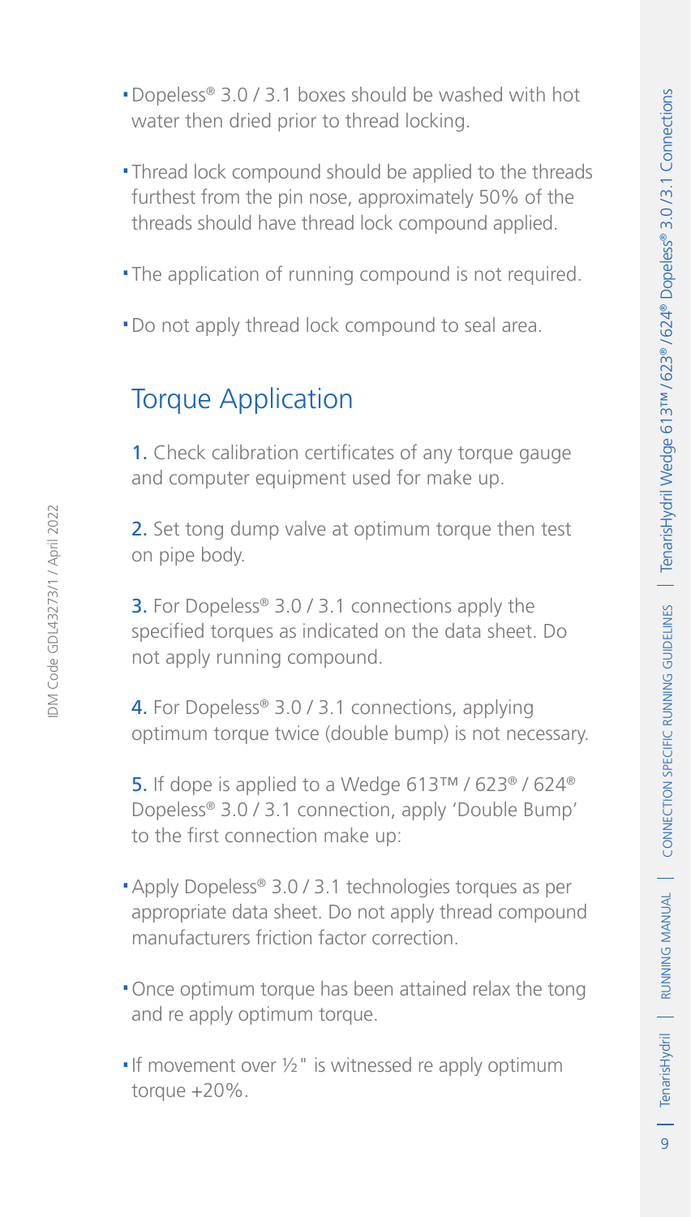- Dopeless® 3.0 / 3.1 boxes should be washed with hot water then dried prior to thread locking.
- Thread lock compound should be applied to the threads furthest from the pin nose, approximately 50% of the threads should have thread lock compound applied.
- The application of running compound is not required.
- Do not apply thread lock compound to seal area.

## Torque Application

1. Check calibration certificates of any torque gauge and computer equipment used for make up.

2. Set tong dump valve at optimum torque then test on pipe body.

3. For Dopeless® 3.0 / 3.1 connections apply the specified torques as indicated on the data sheet. Do not apply running compound.

4. For Dopeless® 3.0 / 3.1 connections, applying optimum torque twice (double bump) is not necessary.

5. If dope is applied to a Wedge 613™ / 623® / 624® Dopeless® 3.0 / 3.1 connection, apply 'Double Bump' to the first connection make up:

- Apply Dopeless® 3.0 / 3.1 technologies torques as per appropriate data sheet. Do not apply thread compound manufacturers friction factor correction.
- Once optimum torque has been attained relax the tong and re apply optimum torque.
- If movement over ½" is witnessed re apply optimum torque +20%.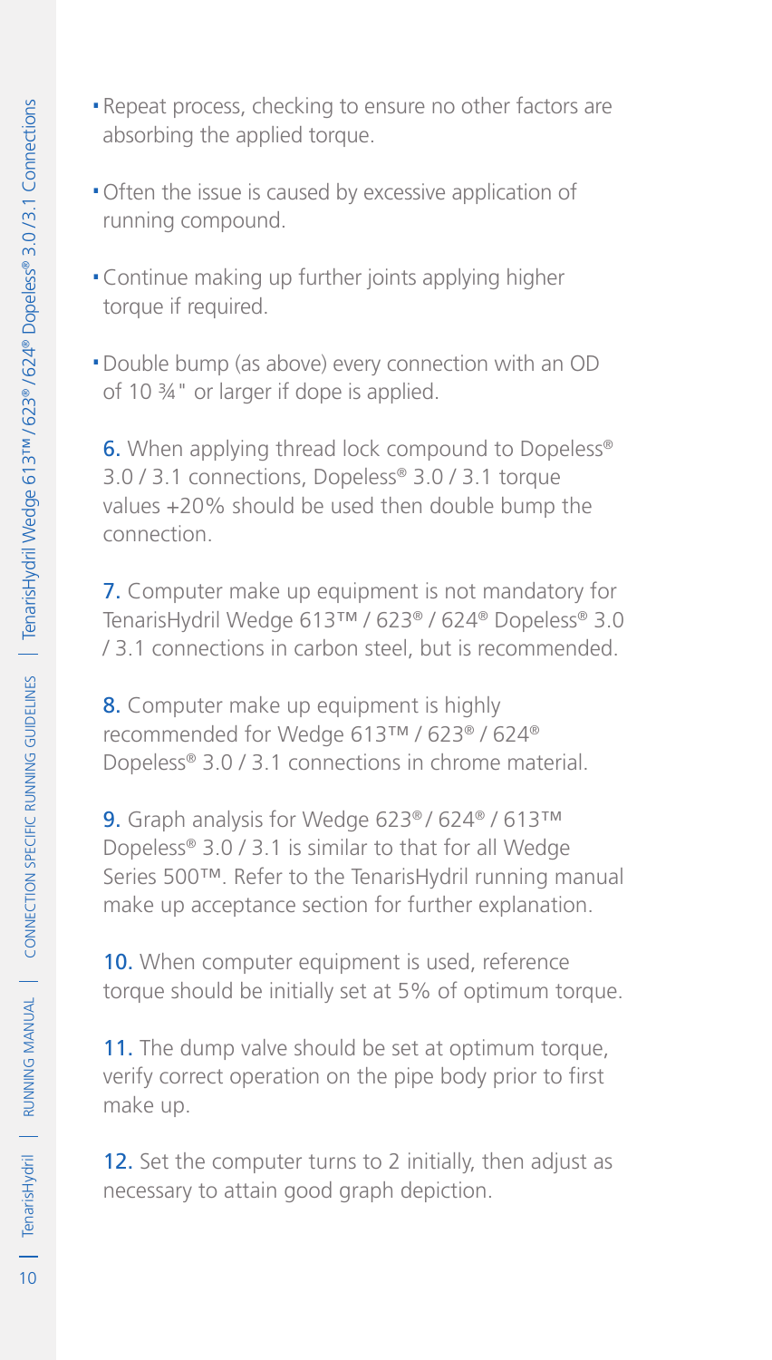- Repeat process, checking to ensure no other factors are absorbing the applied torque.
- Often the issue is caused by excessive application of running compound.
- Continue making up further joints applying higher torque if required.
- Double bump (as above) every connection with an OD of 10 ¾" or larger if dope is applied.

6. When applying thread lock compound to Dopeless® 3.0 / 3.1 connections, Dopeless® 3.0 / 3.1 torque values +20% should be used then double bump the connection.

7. Computer make up equipment is not mandatory for TenarisHydril Wedge 613™ / 623® / 624® Dopeless® 3.0 / 3.1 connections in carbon steel, but is recommended.

8. Computer make up equipment is highly recommended for Wedge 613™ / 623® / 624® Dopeless® 3.0 / 3.1 connections in chrome material.

9. Graph analysis for Wedge 623® / 624® / 613™ Dopeless® 3.0 / 3.1 is similar to that for all Wedge Series 500™. Refer to the TenarisHydril running manual make up acceptance section for further explanation.

10. When computer equipment is used, reference torque should be initially set at 5% of optimum torque.

11. The dump valve should be set at optimum torque, verify correct operation on the pipe body prior to first make up.

12. Set the computer turns to 2 initially, then adjust as necessary to attain good graph depiction.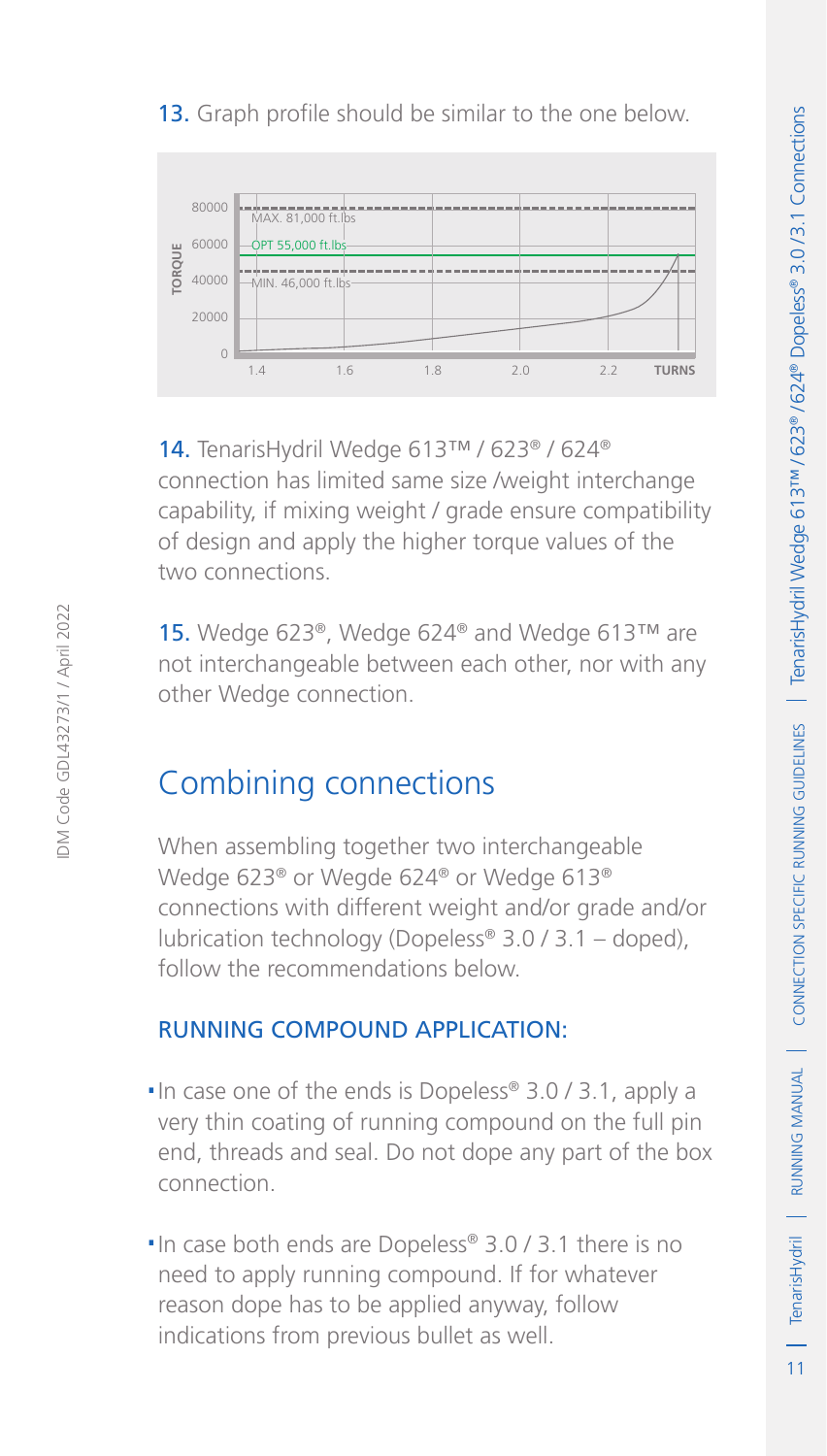13. Graph profile should be similar to the one below.

14. TenarisHydril Wedge 613™ / 623® / 624® connection has limited same size /weight interchange capability, if mixing weight / grade ensure compatibility of design and apply the higher torque values of the two connections.

15. Wedge 623®, Wedge 624® and Wedge 613™ are not interchangeable between each other, nor with any other Wedge connection.

## Combining connections

When assembling together two interchangeable Wedge 623® or Wegde 624® or Wedge 613® connections with different weight and/or grade and/or lubrication technology (Dopeless® 3.0 / 3.1 – doped), follow the recommendations below.

### RUNNING COMPOUND APPLICATION:

- In case one of the ends is Dopeless® 3.0 / 3.1, apply a very thin coating of running compound on the full pin end, threads and seal. Do not dope any part of the box connection.
- In case both ends are Dopeless® 3.0 / 3.1 there is no need to apply running compound. If for whatever reason dope has to be applied anyway, follow indications from previous bullet as well.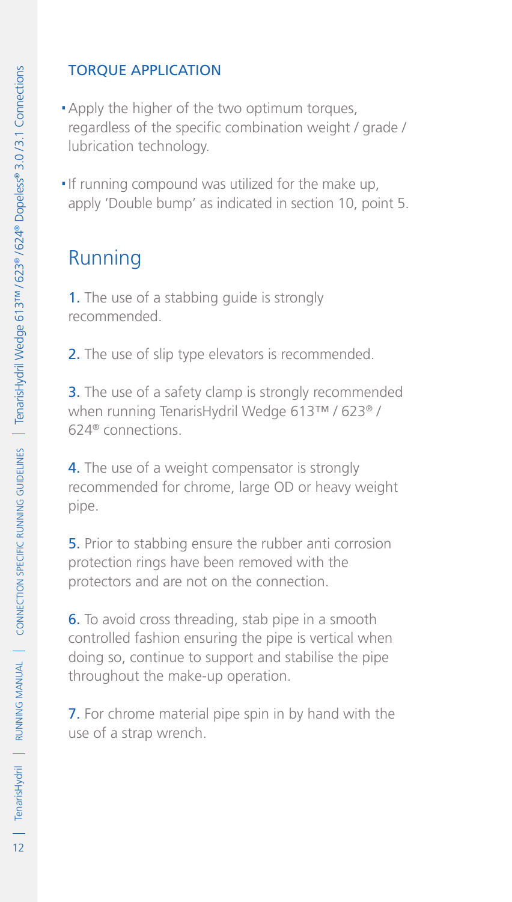### TORQUE APPLICATION

- Apply the higher of the two optimum torques, regardless of the specific combination weight / grade / lubrication technology.
- If running compound was utilized for the make up, apply 'Double bump' as indicated in section 10, point 5.

## Running

1. The use of a stabbing guide is strongly recommended.

2. The use of slip type elevators is recommended.

3. The use of a safety clamp is strongly recommended when running TenarisHydril Wedge 613™ / 623® / 624® connections.

4. The use of a weight compensator is strongly recommended for chrome, large OD or heavy weight pipe.

5. Prior to stabbing ensure the rubber anti corrosion protection rings have been removed with the protectors and are not on the connection.

6. To avoid cross threading, stab pipe in a smooth controlled fashion ensuring the pipe is vertical when doing so, continue to support and stabilise the pipe throughout the make-up operation.

7. For chrome material pipe spin in by hand with the use of a strap wrench.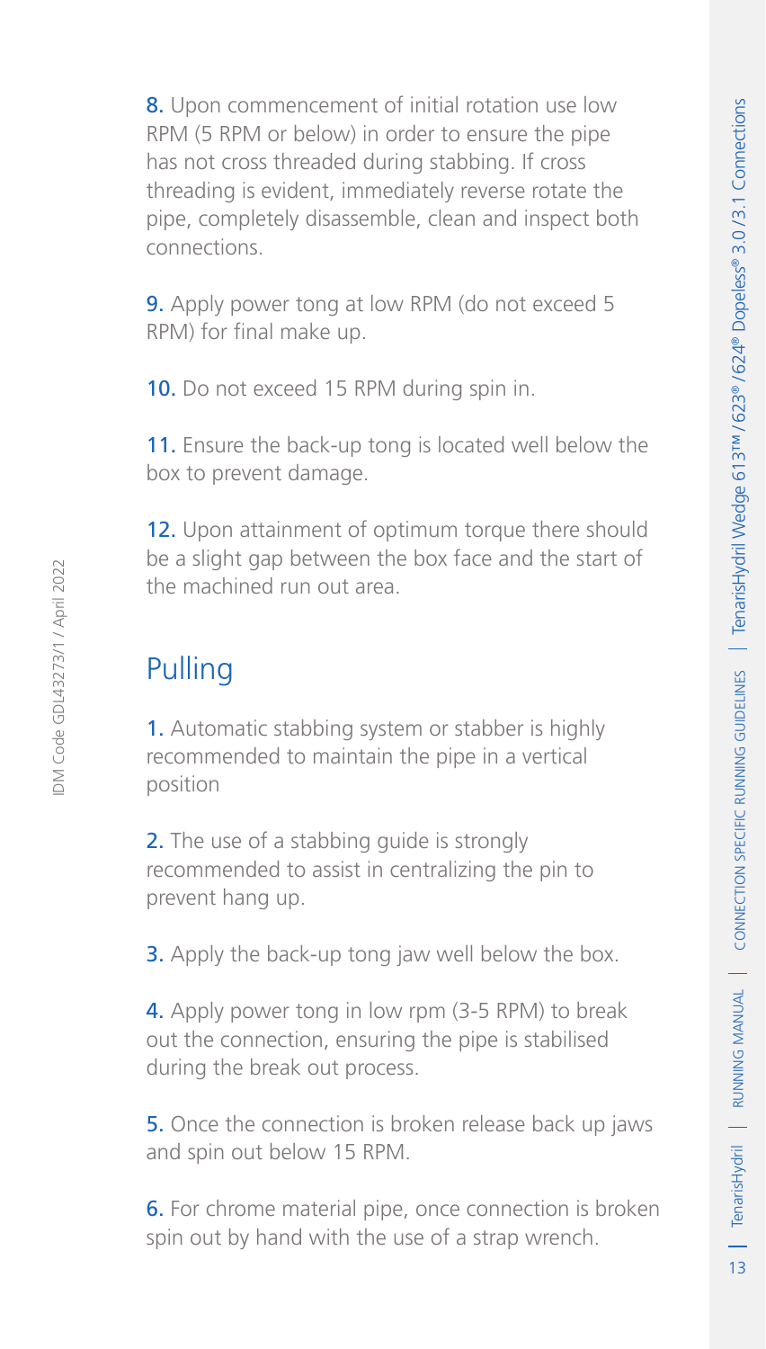8. Upon commencement of initial rotation use low RPM (5 RPM or below) in order to ensure the pipe has not cross threaded during stabbing. If cross threading is evident, immediately reverse rotate the pipe, completely disassemble, clean and inspect both connections.

9. Apply power tong at low RPM (do not exceed 5 RPM) for final make up.

10. Do not exceed 15 RPM during spin in.

11. Ensure the back-up tong is located well below the box to prevent damage.

12. Upon attainment of optimum torque there should be a slight gap between the box face and the start of the machined run out area.

## Pulling

1. Automatic stabbing system or stabber is highly recommended to maintain the pipe in a vertical position

2. The use of a stabbing guide is strongly recommended to assist in centralizing the pin to prevent hang up.

3. Apply the back-up tong jaw well below the box.

4. Apply power tong in low rpm (3-5 RPM) to break out the connection, ensuring the pipe is stabilised during the break out process.

5. Once the connection is broken release back up jaws and spin out below 15 RPM.

6. For chrome material pipe, once connection is broken spin out by hand with the use of a strap wrench.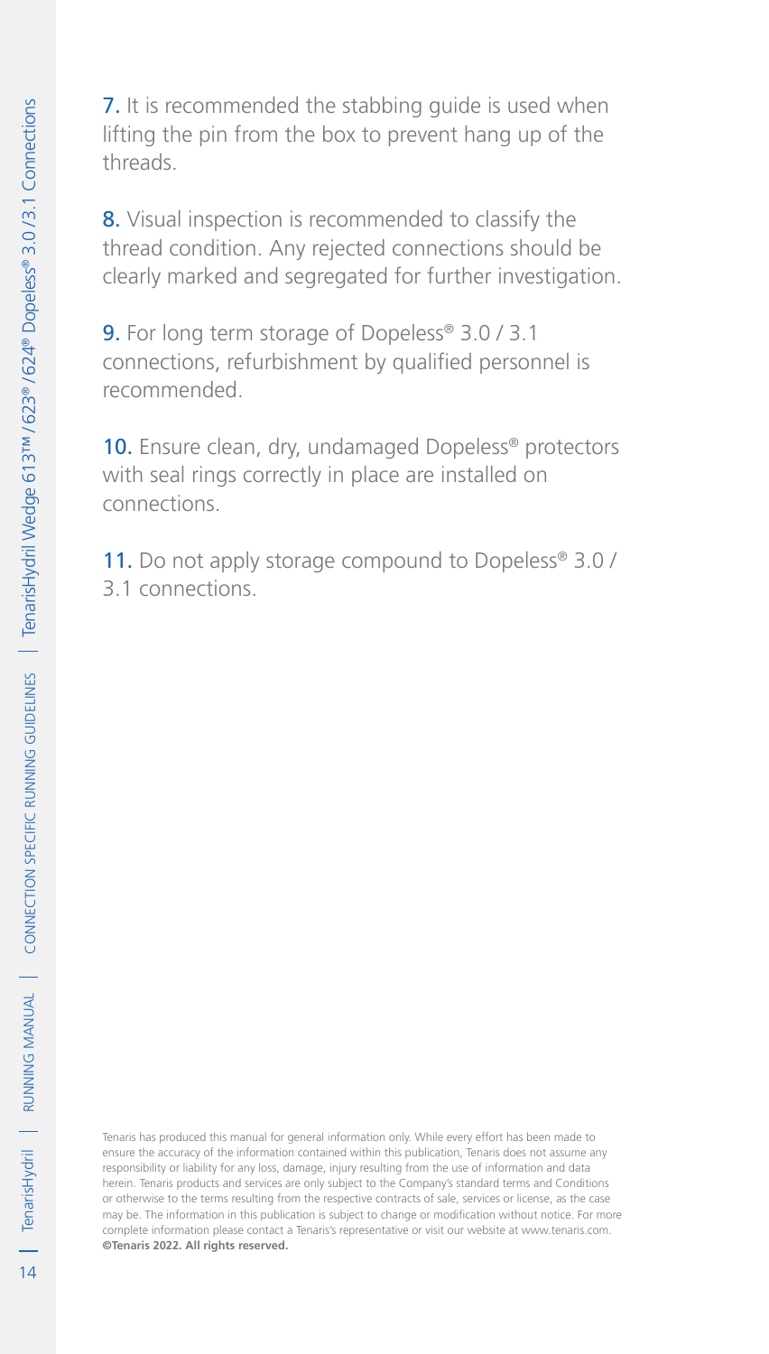7. It is recommended the stabbing guide is used when lifting the pin from the box to prevent hang up of the threads.

8. Visual inspection is recommended to classify the thread condition. Any rejected connections should be clearly marked and segregated for further investigation.

9. For long term storage of Dopeless® 3.0 / 3.1 connections, refurbishment by qualified personnel is recommended.

10. Ensure clean, dry, undamaged Dopeless® protectors with seal rings correctly in place are installed on connections.

11. Do not apply storage compound to Dopeless® 3.0 / 3.1 connections.

Tenaris has produced this manual for general information only. While every effort has been made to ensure the accuracy of the information contained within this publication, Tenaris does not assume any responsibility or liability for any loss, damage, injury resulting from the use of information and data herein. Tenaris products and services are only subject to the Company's standard terms and Conditions or otherwise to the terms resulting from the respective contracts of sale, services or license, as the case may be. The information in this publication is subject to change or modification without notice. For more complete information please contact a Tenaris's representative or visit our website at www.tenaris.com.
**©Tenaris 2022. All rights reserved.**